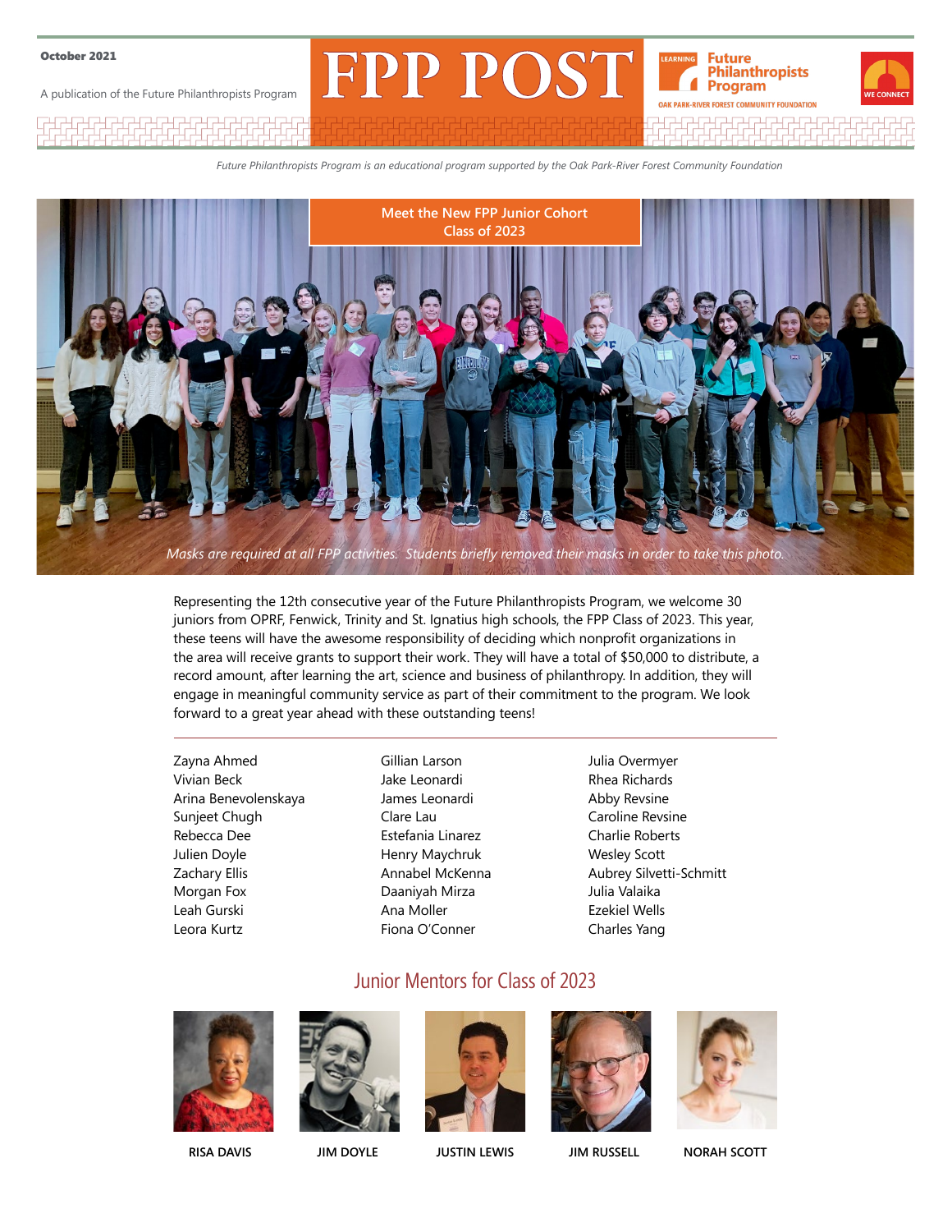October 2021

A publication of the Future Philanthropists Program

# FPP POST

Future Philanthropists Program

OAK PARK-RIVER FOREST COMMUNITY FOUNDATION

*Future Philanthropists Program is an educational program supported by the Oak Park-River Forest Community Foundation*

## Meet the New FPP Junior Cohort Class of 2023

*Masks are required at all FPP activities. Students briefly removed their masks in order to take this photo.*

Representing the 12th consecutive year of the Future Philanthropists Program, we welcome 30 juniors from OPRF, Fenwick, Trinity and St. Ignatius high schools, the FPP Class of 2023. This year, these teens will have the awesome responsibility of deciding which nonprofit organizations in the area will receive grants to support their work. They will have a total of $50,000 to distribute, a record amount, after learning the art, science and business of philanthropy. In addition, they will engage in meaningful community service as part of their commitment to the program. We look forward to a great year ahead with these outstanding teens!

Zayna Ahmed
Vivian Beck
Arina Benevolenskaya
Sunjeet Chugh
Rebecca Dee
Julien Doyle
Zachary Ellis
Morgan Fox
Leah Gurski
Leora Kurtz
Gillian Larson
Jake Leonardi
James Leonardi
Clare Lau
Estefania Linarez
Henry Maychruk
Annabel McKenna
Daaniyah Mirza
Ana Moller
Fiona O'Conner
Julia Overmyer
Rhea Richards
Abby Revsine
Caroline Revsine
Charlie Roberts
Wesley Scott
Aubrey Silvetti-Schmitt
Julia Valaika
Ezekiel Wells
Charles Yang

## Junior Mentors for Class of 2023

RISA DAVIS

JIM DOYLE

JUSTIN LEWIS

JIM RUSSELL

NORAH SCOTT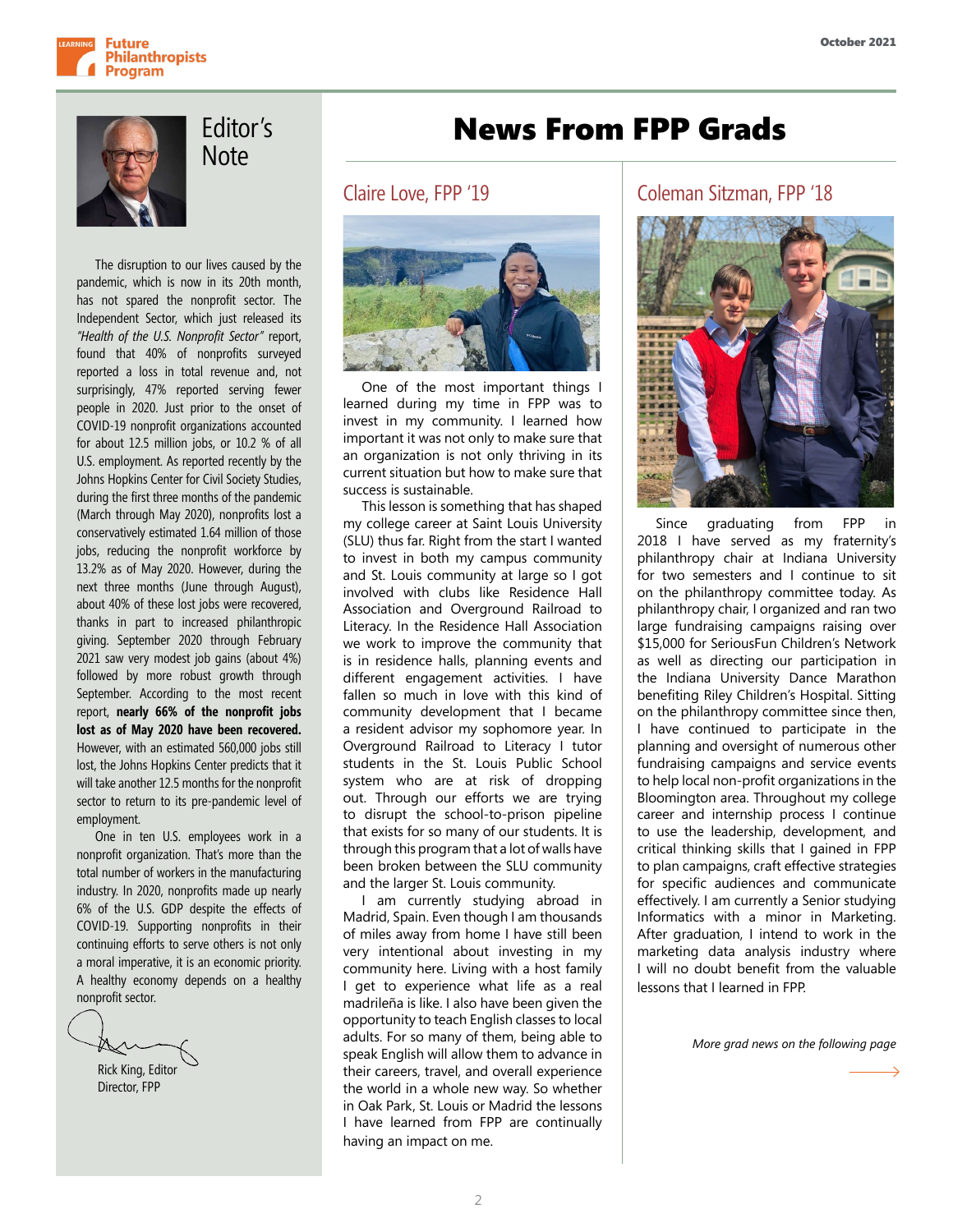## Editor's Note

The disruption to our lives caused by the pandemic, which is now in its 20th month, has not spared the nonprofit sector. The Independent Sector, which just released its *"Health of the U.S. Nonprofit Sector"* report, found that 40% of nonprofits surveyed reported a loss in total revenue and, not surprisingly, 47% reported serving fewer people in 2020. Just prior to the onset of COVID-19 nonprofit organizations accounted for about 12.5 million jobs, or 10.2 % of all U.S. employment. As reported recently by the Johns Hopkins Center for Civil Society Studies, during the first three months of the pandemic (March through May 2020), nonprofits lost a conservatively estimated 1.64 million of those jobs, reducing the nonprofit workforce by 13.2% as of May 2020. However, during the next three months (June through August), about 40% of these lost jobs were recovered, thanks in part to increased philanthropic giving. September 2020 through February 2021 saw very modest job gains (about 4%) followed by more robust growth through September. According to the most recent report, **nearly 66% of the nonprofit jobs lost as of May 2020 have been recovered.** However, with an estimated 560,000 jobs still lost, the Johns Hopkins Center predicts that it will take another 12.5 months for the nonprofit sector to return to its pre-pandemic level of employment.

One in ten U.S. employees work in a nonprofit organization. That's more than the total number of workers in the manufacturing industry. In 2020, nonprofits made up nearly 6% of the U.S. GDP despite the effects of COVID-19. Supporting nonprofits in their continuing efforts to serve others is not only a moral imperative, it is an economic priority. A healthy economy depends on a healthy nonprofit sector.

Rick King, Editor
Director, FPP

# News From FPP Grads

## Claire Love, FPP '19

One of the most important things I learned during my time in FPP was to invest in my community. I learned how important it was not only to make sure that an organization is not only thriving in its current situation but how to make sure that success is sustainable.

This lesson is something that has shaped my college career at Saint Louis University (SLU) thus far. Right from the start I wanted to invest in both my campus community and St. Louis community at large so I got involved with clubs like Residence Hall Association and Overground Railroad to Literacy. In the Residence Hall Association we work to improve the community that is in residence halls, planning events and different engagement activities. I have fallen so much in love with this kind of community development that I became a resident advisor my sophomore year. In Overground Railroad to Literacy I tutor students in the St. Louis Public School system who are at risk of dropping out. Through our efforts we are trying to disrupt the school-to-prison pipeline that exists for so many of our students. It is through this program that a lot of walls have been broken between the SLU community and the larger St. Louis community.

I am currently studying abroad in Madrid, Spain. Even though I am thousands of miles away from home I have still been very intentional about investing in my community here. Living with a host family I get to experience what life as a real madrileña is like. I also have been given the opportunity to teach English classes to local adults. For so many of them, being able to speak English will allow them to advance in their careers, travel, and overall experience the world in a whole new way. So whether in Oak Park, St. Louis or Madrid the lessons I have learned from FPP are continually having an impact on me.

## Coleman Sitzman, FPP '18

Since graduating from FPP in 2018 I have served as my fraternity's philanthropy chair at Indiana University for two semesters and I continue to sit on the philanthropy committee today. As philanthropy chair, I organized and ran two large fundraising campaigns raising over $15,000 for SeriousFun Children's Network as well as directing our participation in the Indiana University Dance Marathon benefiting Riley Children's Hospital. Sitting on the philanthropy committee since then, I have continued to participate in the planning and oversight of numerous other fundraising campaigns and service events to help local non-profit organizations in the Bloomington area. Throughout my college career and internship process I continue to use the leadership, development, and critical thinking skills that I gained in FPP to plan campaigns, craft effective strategies for specific audiences and communicate effectively. I am currently a Senior studying Informatics with a minor in Marketing. After graduation, I intend to work in the marketing data analysis industry where I will no doubt benefit from the valuable lessons that I learned in FPP.

*More grad news on the following page*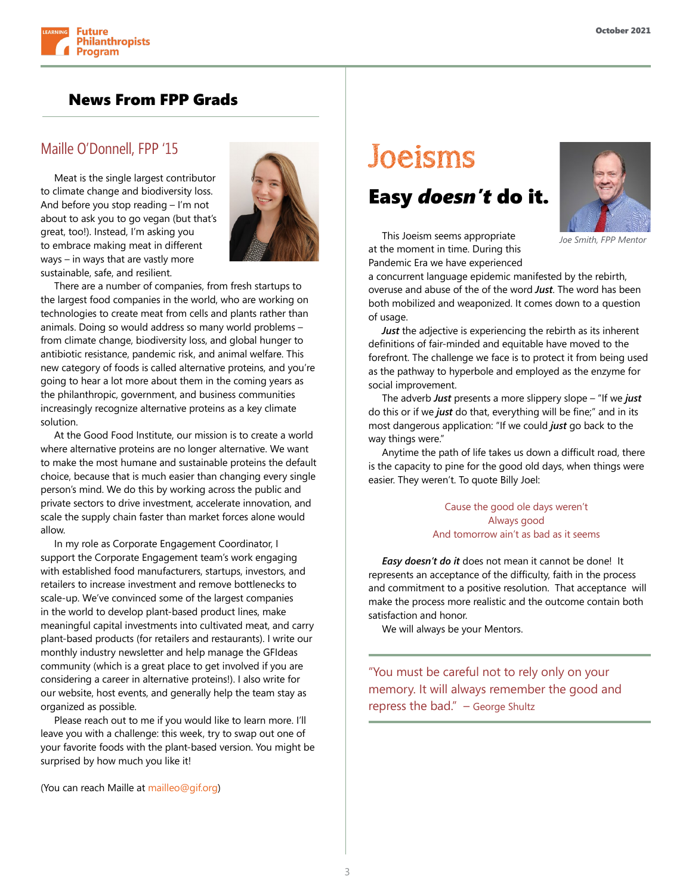## News From FPP Grads

### Maille O'Donnell, FPP '15

Meat is the single largest contributor to climate change and biodiversity loss. And before you stop reading – I'm not about to ask you to go vegan (but that's great, too!). Instead, I'm asking you to embrace making meat in different ways – in ways that are vastly more sustainable, safe, and resilient.

There are a number of companies, from fresh startups to the largest food companies in the world, who are working on technologies to create meat from cells and plants rather than animals. Doing so would address so many world problems – from climate change, biodiversity loss, and global hunger to antibiotic resistance, pandemic risk, and animal welfare. This new category of foods is called alternative proteins, and you're going to hear a lot more about them in the coming years as the philanthropic, government, and business communities increasingly recognize alternative proteins as a key climate solution.

At the Good Food Institute, our mission is to create a world where alternative proteins are no longer alternative. We want to make the most humane and sustainable proteins the default choice, because that is much easier than changing every single person's mind. We do this by working across the public and private sectors to drive investment, accelerate innovation, and scale the supply chain faster than market forces alone would allow.

In my role as Corporate Engagement Coordinator, I support the Corporate Engagement team's work engaging with established food manufacturers, startups, investors, and retailers to increase investment and remove bottlenecks to scale-up. We've convinced some of the largest companies in the world to develop plant-based product lines, make meaningful capital investments into cultivated meat, and carry plant-based products (for retailers and restaurants). I write our monthly industry newsletter and help manage the GFIdeas community (which is a great place to get involved if you are considering a career in alternative proteins!). I also write for our website, host events, and generally help the team stay as organized as possible.

Please reach out to me if you would like to learn more. I'll leave you with a challenge: this week, try to swap out one of your favorite foods with the plant-based version. You might be surprised by how much you like it!

(You can reach Maille at mailleo@gif.org)

# Joeisms

## Easy *doesn't* do it.

*Joe Smith, FPP Mentor*

This Joeism seems appropriate at the moment in time. During this Pandemic Era we have experienced a concurrent language epidemic manifested by the rebirth, overuse and abuse of the of the word ***Just***. The word has been both mobilized and weaponized. It comes down to a question of usage.

***Just*** the adjective is experiencing the rebirth as its inherent definitions of fair-minded and equitable have moved to the forefront. The challenge we face is to protect it from being used as the pathway to hyperbole and employed as the enzyme for social improvement.

The adverb ***Just*** presents a more slippery slope – "If we ***just*** do this or if we ***just*** do that, everything will be fine;" and in its most dangerous application: "If we could ***just*** go back to the way things were."

Anytime the path of life takes us down a difficult road, there is the capacity to pine for the good old days, when things were easier. They weren't. To quote Billy Joel:

> Cause the good ole days weren't
> Always good
> And tomorrow ain't as bad as it seems

***Easy doesn't do it*** does not mean it cannot be done! It represents an acceptance of the difficulty, faith in the process and commitment to a positive resolution. That acceptance will make the process more realistic and the outcome contain both satisfaction and honor.

We will always be your Mentors.

> "You must be careful not to rely only on your memory. It will always remember the good and repress the bad." – George Shultz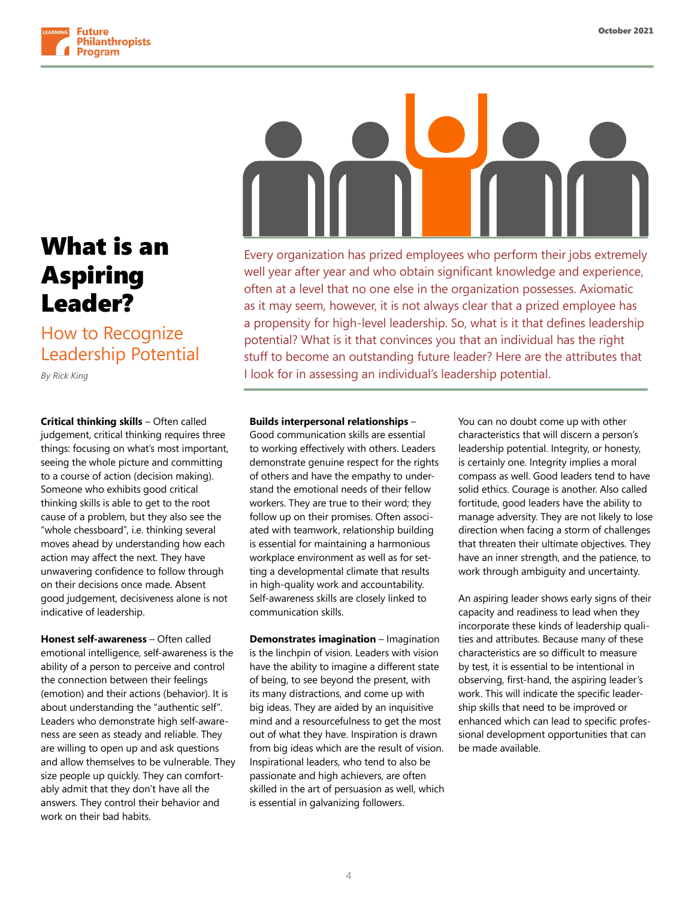# What is an Aspiring Leader?

## How to Recognize Leadership Potential

*By Rick King*

Every organization has prized employees who perform their jobs extremely well year after year and who obtain significant knowledge and experience, often at a level that no one else in the organization possesses. Axiomatic as it may seem, however, it is not always clear that a prized employee has a propensity for high-level leadership. So, what is it that defines leadership potential? What is it that convinces you that an individual has the right stuff to become an outstanding future leader? Here are the attributes that I look for in assessing an individual's leadership potential.

**Critical thinking skills** – Often called judgement, critical thinking requires three things: focusing on what's most important, seeing the whole picture and committing to a course of action (decision making). Someone who exhibits good critical thinking skills is able to get to the root cause of a problem, but they also see the "whole chessboard", i.e. thinking several moves ahead by understanding how each action may affect the next. They have unwavering confidence to follow through on their decisions once made. Absent good judgement, decisiveness alone is not indicative of leadership.

**Honest self-awareness** – Often called emotional intelligence, self-awareness is the ability of a person to perceive and control the connection between their feelings (emotion) and their actions (behavior). It is about understanding the "authentic self". Leaders who demonstrate high self-awareness are seen as steady and reliable. They are willing to open up and ask questions and allow themselves to be vulnerable. They size people up quickly. They can comfortably admit that they don't have all the answers. They control their behavior and work on their bad habits.

**Builds interpersonal relationships** – Good communication skills are essential to working effectively with others. Leaders demonstrate genuine respect for the rights of others and have the empathy to understand the emotional needs of their fellow workers. They are true to their word; they follow up on their promises. Often associated with teamwork, relationship building is essential for maintaining a harmonious workplace environment as well as for setting a developmental climate that results in high-quality work and accountability. Self-awareness skills are closely linked to communication skills.

**Demonstrates imagination** – Imagination is the linchpin of vision. Leaders with vision have the ability to imagine a different state of being, to see beyond the present, with its many distractions, and come up with big ideas. They are aided by an inquisitive mind and a resourcefulness to get the most out of what they have. Inspiration is drawn from big ideas which are the result of vision. Inspirational leaders, who tend to also be passionate and high achievers, are often skilled in the art of persuasion as well, which is essential in galvanizing followers.

You can no doubt come up with other characteristics that will discern a person's leadership potential. Integrity, or honesty, is certainly one. Integrity implies a moral compass as well. Good leaders tend to have solid ethics. Courage is another. Also called fortitude, good leaders have the ability to manage adversity. They are not likely to lose direction when facing a storm of challenges that threaten their ultimate objectives. They have an inner strength, and the patience, to work through ambiguity and uncertainty.

An aspiring leader shows early signs of their capacity and readiness to lead when they incorporate these kinds of leadership qualities and attributes. Because many of these characteristics are so difficult to measure by test, it is essential to be intentional in observing, first-hand, the aspiring leader's work. This will indicate the specific leadership skills that need to be improved or enhanced which can lead to specific professional development opportunities that can be made available.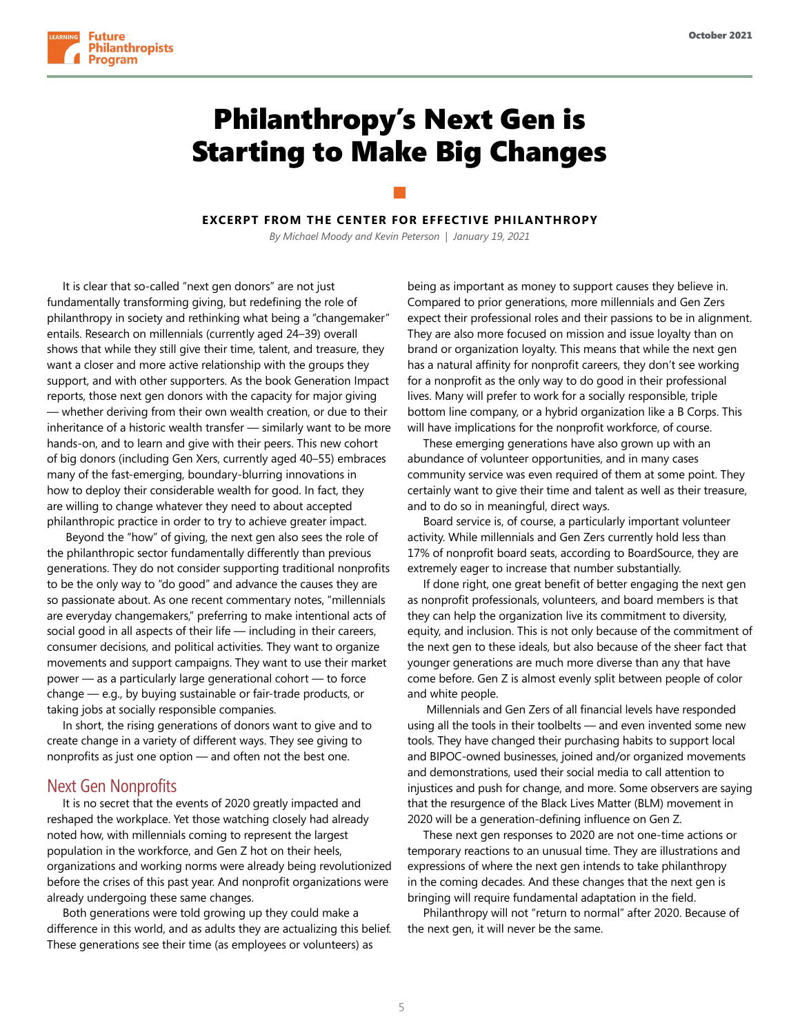# Philanthropy's Next Gen is Starting to Make Big Changes

**EXCERPT FROM THE CENTER FOR EFFECTIVE PHILANTHROPY**

*By Michael Moody and Kevin Peterson | January 19, 2021*

It is clear that so-called "next gen donors" are not just fundamentally transforming giving, but redefining the role of philanthropy in society and rethinking what being a "changemaker" entails. Research on millennials (currently aged 24–39) overall shows that while they still give their time, talent, and treasure, they want a closer and more active relationship with the groups they support, and with other supporters. As the book Generation Impact reports, those next gen donors with the capacity for major giving — whether deriving from their own wealth creation, or due to their inheritance of a historic wealth transfer — similarly want to be more hands-on, and to learn and give with their peers. This new cohort of big donors (including Gen Xers, currently aged 40–55) embraces many of the fast-emerging, boundary-blurring innovations in how to deploy their considerable wealth for good. In fact, they are willing to change whatever they need to about accepted philanthropic practice in order to try to achieve greater impact.

Beyond the "how" of giving, the next gen also sees the role of the philanthropic sector fundamentally differently than previous generations. They do not consider supporting traditional nonprofits to be the only way to "do good" and advance the causes they are so passionate about. As one recent commentary notes, "millennials are everyday changemakers," preferring to make intentional acts of social good in all aspects of their life — including in their careers, consumer decisions, and political activities. They want to organize movements and support campaigns. They want to use their market power — as a particularly large generational cohort — to force change — e.g., by buying sustainable or fair-trade products, or taking jobs at socially responsible companies.

In short, the rising generations of donors want to give and to create change in a variety of different ways. They see giving to nonprofits as just one option — and often not the best one.

## Next Gen Nonprofits

It is no secret that the events of 2020 greatly impacted and reshaped the workplace. Yet those watching closely had already noted how, with millennials coming to represent the largest population in the workforce, and Gen Z hot on their heels, organizations and working norms were already being revolutionized before the crises of this past year. And nonprofit organizations were already undergoing these same changes.

Both generations were told growing up they could make a difference in this world, and as adults they are actualizing this belief. These generations see their time (as employees or volunteers) as being as important as money to support causes they believe in. Compared to prior generations, more millennials and Gen Zers expect their professional roles and their passions to be in alignment. They are also more focused on mission and issue loyalty than on brand or organization loyalty. This means that while the next gen has a natural affinity for nonprofit careers, they don't see working for a nonprofit as the only way to do good in their professional lives. Many will prefer to work for a socially responsible, triple bottom line company, or a hybrid organization like a B Corps. This will have implications for the nonprofit workforce, of course.

These emerging generations have also grown up with an abundance of volunteer opportunities, and in many cases community service was even required of them at some point. They certainly want to give their time and talent as well as their treasure, and to do so in meaningful, direct ways.

Board service is, of course, a particularly important volunteer activity. While millennials and Gen Zers currently hold less than 17% of nonprofit board seats, according to BoardSource, they are extremely eager to increase that number substantially.

If done right, one great benefit of better engaging the next gen as nonprofit professionals, volunteers, and board members is that they can help the organization live its commitment to diversity, equity, and inclusion. This is not only because of the commitment of the next gen to these ideals, but also because of the sheer fact that younger generations are much more diverse than any that have come before. Gen Z is almost evenly split between people of color and white people.

Millennials and Gen Zers of all financial levels have responded using all the tools in their toolbelts — and even invented some new tools. They have changed their purchasing habits to support local and BIPOC-owned businesses, joined and/or organized movements and demonstrations, used their social media to call attention to injustices and push for change, and more. Some observers are saying that the resurgence of the Black Lives Matter (BLM) movement in 2020 will be a generation-defining influence on Gen Z.

These next gen responses to 2020 are not one-time actions or temporary reactions to an unusual time. They are illustrations and expressions of where the next gen intends to take philanthropy in the coming decades. And these changes that the next gen is bringing will require fundamental adaptation in the field.

Philanthropy will not "return to normal" after 2020. Because of the next gen, it will never be the same.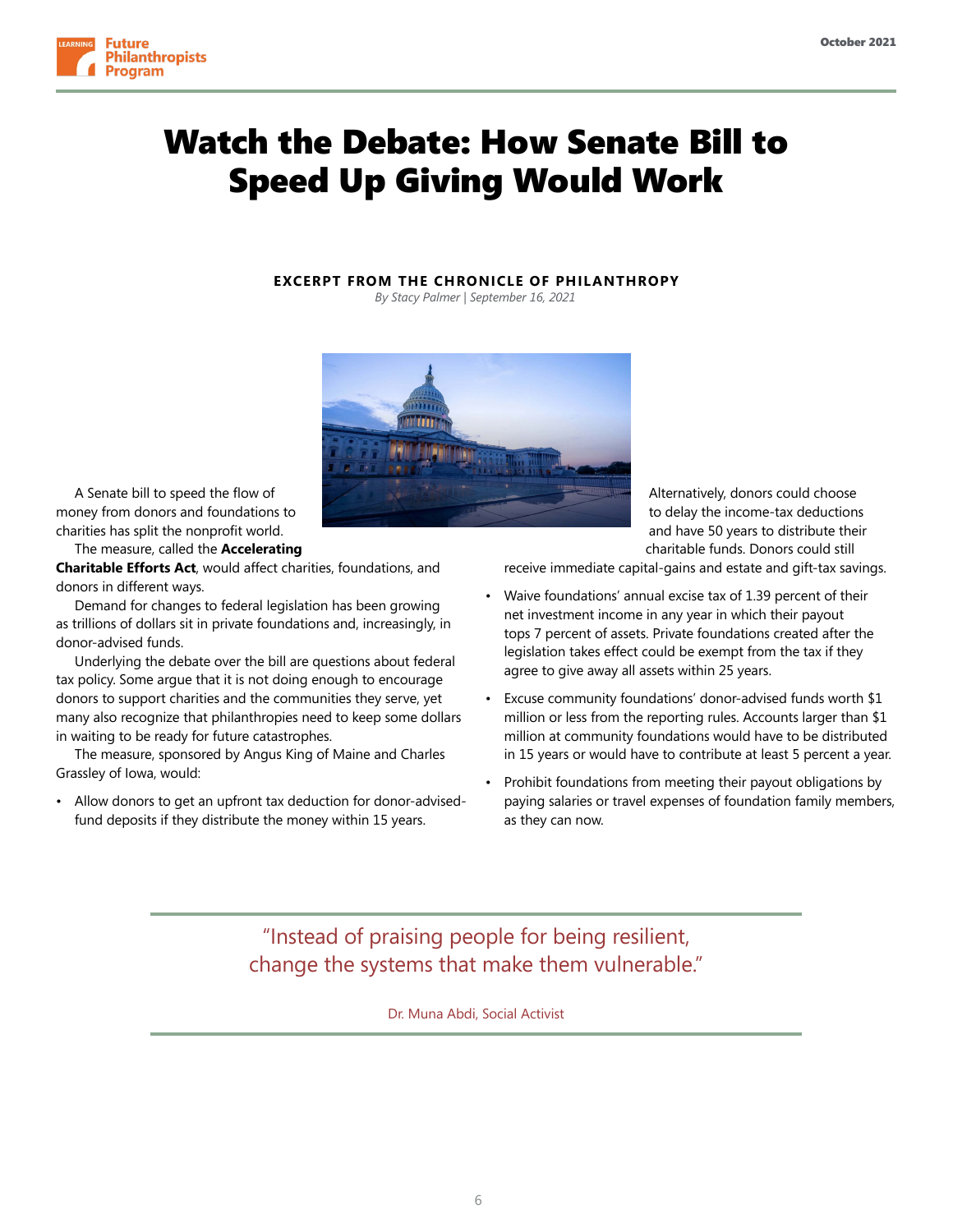# Watch the Debate: How Senate Bill to Speed Up Giving Would Work

**EXCERPT FROM THE CHRONICLE OF PHILANTHROPY**

*By Stacy Palmer | September 16, 2021*

A Senate bill to speed the flow of money from donors and foundations to charities has split the nonprofit world.

The measure, called the **Accelerating Charitable Efforts Act**, would affect charities, foundations, and donors in different ways.

Demand for changes to federal legislation has been growing as trillions of dollars sit in private foundations and, increasingly, in donor-advised funds.

Underlying the debate over the bill are questions about federal tax policy. Some argue that it is not doing enough to encourage donors to support charities and the communities they serve, yet many also recognize that philanthropies need to keep some dollars in waiting to be ready for future catastrophes.

The measure, sponsored by Angus King of Maine and Charles Grassley of Iowa, would:

- Allow donors to get an upfront tax deduction for donor-advised-fund deposits if they distribute the money within 15 years. Alternatively, donors could choose to delay the income-tax deductions and have 50 years to distribute their charitable funds. Donors could still receive immediate capital-gains and estate and gift-tax savings.
- Waive foundations' annual excise tax of 1.39 percent of their net investment income in any year in which their payout tops 7 percent of assets. Private foundations created after the legislation takes effect could be exempt from the tax if they agree to give away all assets within 25 years.
- Excuse community foundations' donor-advised funds worth $1 million or less from the reporting rules. Accounts larger than $1 million at community foundations would have to be distributed in 15 years or would have to contribute at least 5 percent a year.
- Prohibit foundations from meeting their payout obligations by paying salaries or travel expenses of foundation family members, as they can now.

> "Instead of praising people for being resilient, change the systems that make them vulnerable."
>
> Dr. Muna Abdi, Social Activist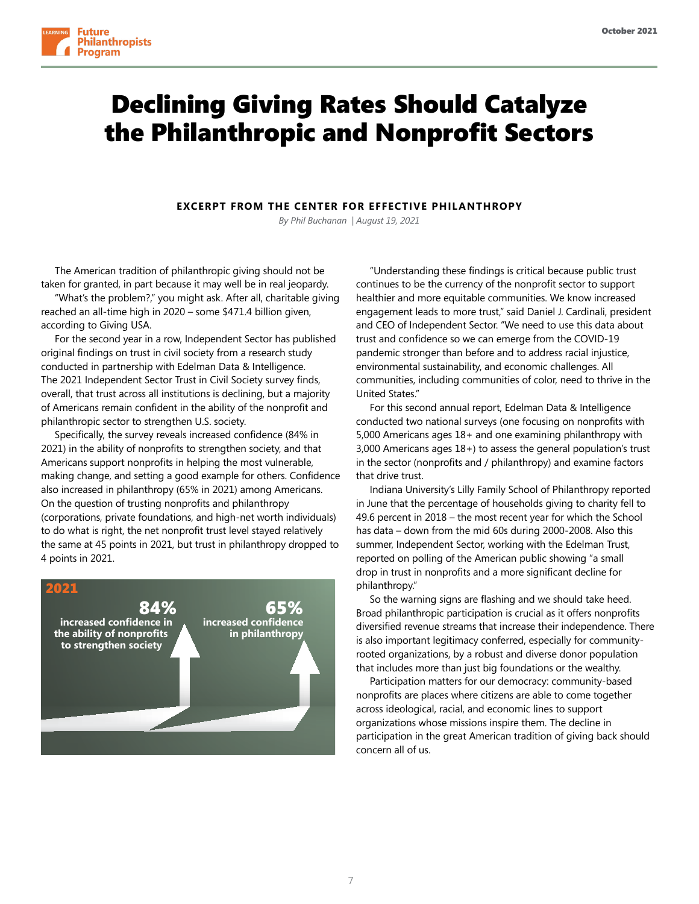# Declining Giving Rates Should Catalyze the Philanthropic and Nonprofit Sectors

**EXCERPT FROM THE CENTER FOR EFFECTIVE PHILANTHROPY**

*By Phil Buchanan | August 19, 2021*

The American tradition of philanthropic giving should not be taken for granted, in part because it may well be in real jeopardy.

"What's the problem?," you might ask. After all, charitable giving reached an all-time high in 2020 – some $471.4 billion given, according to Giving USA.

For the second year in a row, Independent Sector has published original findings on trust in civil society from a research study conducted in partnership with Edelman Data & Intelligence. The 2021 Independent Sector Trust in Civil Society survey finds, overall, that trust across all institutions is declining, but a majority of Americans remain confident in the ability of the nonprofit and philanthropic sector to strengthen U.S. society.

Specifically, the survey reveals increased confidence (84% in 2021) in the ability of nonprofits to strengthen society, and that Americans support nonprofits in helping the most vulnerable, making change, and setting a good example for others. Confidence also increased in philanthropy (65% in 2021) among Americans. On the question of trusting nonprofits and philanthropy (corporations, private foundations, and high-net worth individuals) to do what is right, the net nonprofit trust level stayed relatively the same at 45 points in 2021, but trust in philanthropy dropped to 4 points in 2021.

**2021**

**84%** increased confidence in the ability of nonprofits to strengthen society

**65%** increased confidence in philanthropy

"Understanding these findings is critical because public trust continues to be the currency of the nonprofit sector to support healthier and more equitable communities. We know increased engagement leads to more trust," said Daniel J. Cardinali, president and CEO of Independent Sector. "We need to use this data about trust and confidence so we can emerge from the COVID-19 pandemic stronger than before and to address racial injustice, environmental sustainability, and economic challenges. All communities, including communities of color, need to thrive in the United States."

For this second annual report, Edelman Data & Intelligence conducted two national surveys (one focusing on nonprofits with 5,000 Americans ages 18+ and one examining philanthropy with 3,000 Americans ages 18+) to assess the general population's trust in the sector (nonprofits and / philanthropy) and examine factors that drive trust.

Indiana University's Lilly Family School of Philanthropy reported in June that the percentage of households giving to charity fell to 49.6 percent in 2018 – the most recent year for which the School has data – down from the mid 60s during 2000-2008. Also this summer, Independent Sector, working with the Edelman Trust, reported on polling of the American public showing "a small drop in trust in nonprofits and a more significant decline for philanthropy."

So the warning signs are flashing and we should take heed. Broad philanthropic participation is crucial as it offers nonprofits diversified revenue streams that increase their independence. There is also important legitimacy conferred, especially for community-rooted organizations, by a robust and diverse donor population that includes more than just big foundations or the wealthy.

Participation matters for our democracy: community-based nonprofits are places where citizens are able to come together across ideological, racial, and economic lines to support organizations whose missions inspire them. The decline in participation in the great American tradition of giving back should concern all of us.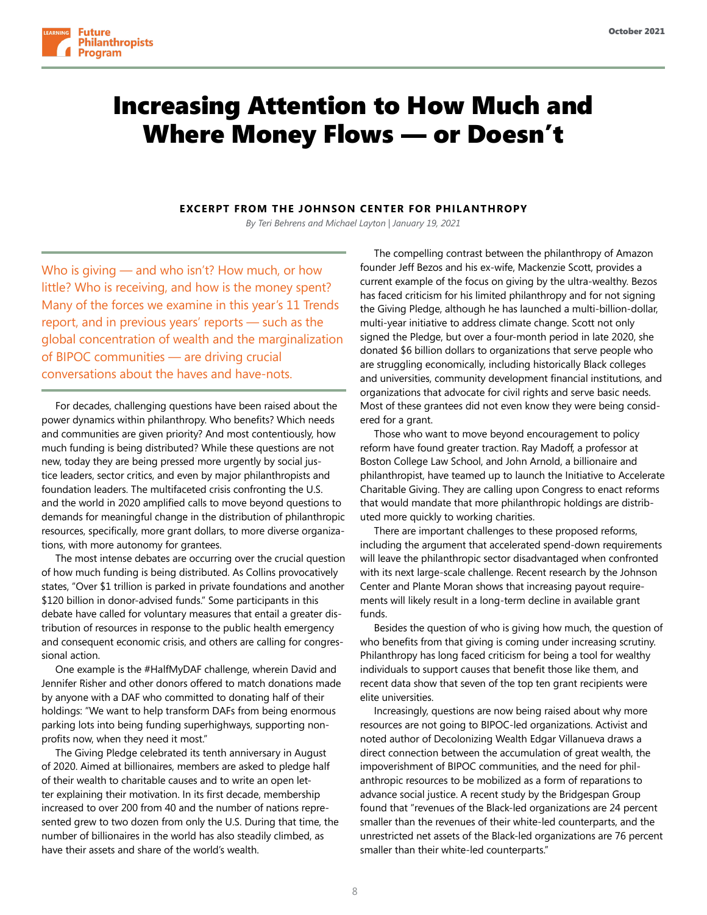# Increasing Attention to How Much and Where Money Flows — or Doesn't

**EXCERPT FROM THE JOHNSON CENTER FOR PHILANTHROPY**

*By Teri Behrens and Michael Layton | January 19, 2021*

Who is giving — and who isn't? How much, or how little? Who is receiving, and how is the money spent? Many of the forces we examine in this year's 11 Trends report, and in previous years' reports — such as the global concentration of wealth and the marginalization of BIPOC communities — are driving crucial conversations about the haves and have-nots.

For decades, challenging questions have been raised about the power dynamics within philanthropy. Who benefits? Which needs and communities are given priority? And most contentiously, how much funding is being distributed? While these questions are not new, today they are being pressed more urgently by social justice leaders, sector critics, and even by major philanthropists and foundation leaders. The multifaceted crisis confronting the U.S. and the world in 2020 amplified calls to move beyond questions to demands for meaningful change in the distribution of philanthropic resources, specifically, more grant dollars, to more diverse organizations, with more autonomy for grantees.

The most intense debates are occurring over the crucial question of how much funding is being distributed. As Collins provocatively states, "Over $1 trillion is parked in private foundations and another $120 billion in donor-advised funds." Some participants in this debate have called for voluntary measures that entail a greater distribution of resources in response to the public health emergency and consequent economic crisis, and others are calling for congressional action.

One example is the #HalfMyDAF challenge, wherein David and Jennifer Risher and other donors offered to match donations made by anyone with a DAF who committed to donating half of their holdings: "We want to help transform DAFs from being enormous parking lots into being funding superhighways, supporting nonprofits now, when they need it most."

The Giving Pledge celebrated its tenth anniversary in August of 2020. Aimed at billionaires, members are asked to pledge half of their wealth to charitable causes and to write an open letter explaining their motivation. In its first decade, membership increased to over 200 from 40 and the number of nations represented grew to two dozen from only the U.S. During that time, the number of billionaires in the world has also steadily climbed, as have their assets and share of the world's wealth.

The compelling contrast between the philanthropy of Amazon founder Jeff Bezos and his ex-wife, Mackenzie Scott, provides a current example of the focus on giving by the ultra-wealthy. Bezos has faced criticism for his limited philanthropy and for not signing the Giving Pledge, although he has launched a multi-billion-dollar, multi-year initiative to address climate change. Scott not only signed the Pledge, but over a four-month period in late 2020, she donated $6 billion dollars to organizations that serve people who are struggling economically, including historically Black colleges and universities, community development financial institutions, and organizations that advocate for civil rights and serve basic needs. Most of these grantees did not even know they were being considered for a grant.

Those who want to move beyond encouragement to policy reform have found greater traction. Ray Madoff, a professor at Boston College Law School, and John Arnold, a billionaire and philanthropist, have teamed up to launch the Initiative to Accelerate Charitable Giving. They are calling upon Congress to enact reforms that would mandate that more philanthropic holdings are distributed more quickly to working charities.

There are important challenges to these proposed reforms, including the argument that accelerated spend-down requirements will leave the philanthropic sector disadvantaged when confronted with its next large-scale challenge. Recent research by the Johnson Center and Plante Moran shows that increasing payout requirements will likely result in a long-term decline in available grant funds.

Besides the question of who is giving how much, the question of who benefits from that giving is coming under increasing scrutiny. Philanthropy has long faced criticism for being a tool for wealthy individuals to support causes that benefit those like them, and recent data show that seven of the top ten grant recipients were elite universities.

Increasingly, questions are now being raised about why more resources are not going to BIPOC-led organizations. Activist and noted author of Decolonizing Wealth Edgar Villanueva draws a direct connection between the accumulation of great wealth, the impoverishment of BIPOC communities, and the need for philanthropic resources to be mobilized as a form of reparations to advance social justice. A recent study by the Bridgespan Group found that "revenues of the Black-led organizations are 24 percent smaller than the revenues of their white-led counterparts, and the unrestricted net assets of the Black-led organizations are 76 percent smaller than their white-led counterparts."